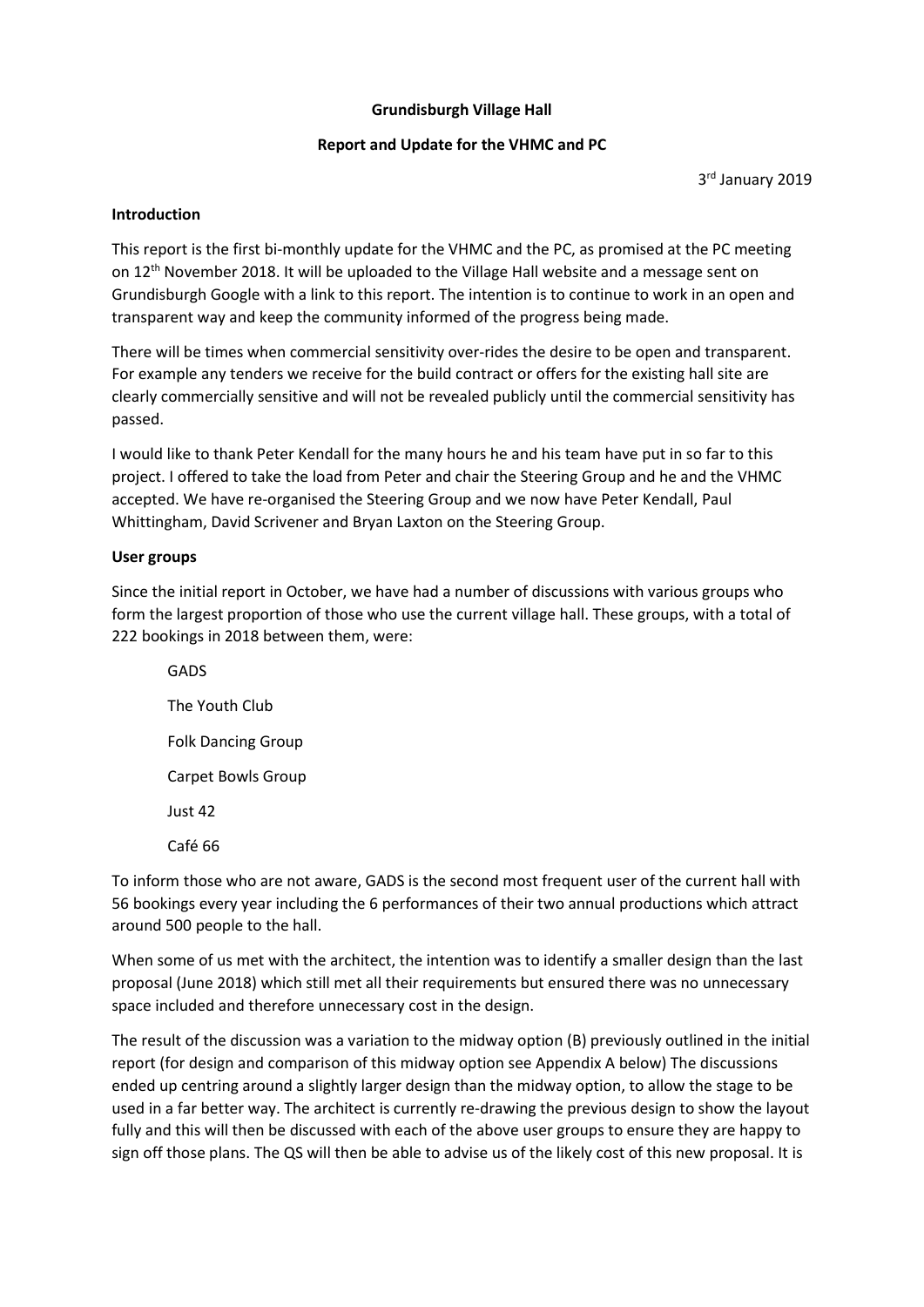# Grundisburgh Village Hall

## Report and Update for the VHMC and PC

3rd January 2019

### Introduction

This report is the first bi-monthly update for the VHMC and the PC, as promised at the PC meeting on 12th November 2018. It will be uploaded to the Village Hall website and a message sent on Grundisburgh Google with a link to this report. The intention is to continue to work in an open and transparent way and keep the community informed of the progress being made.

There will be times when commercial sensitivity over-rides the desire to be open and transparent. For example any tenders we receive for the build contract or offers for the existing hall site are clearly commercially sensitive and will not be revealed publicly until the commercial sensitivity has passed.

I would like to thank Peter Kendall for the many hours he and his team have put in so far to this project. I offered to take the load from Peter and chair the Steering Group and he and the VHMC accepted. We have re-organised the Steering Group and we now have Peter Kendall, Paul Whittingham, David Scrivener and Bryan Laxton on the Steering Group.

### User groups

Since the initial report in October, we have had a number of discussions with various groups who form the largest proportion of those who use the current village hall. These groups, with a total of 222 bookings in 2018 between them, were:

- GADS
- The Youth Club
- Folk Dancing Group
- Carpet Bowls Group
- Just 42
- Café 66

To inform those who are not aware, GADS is the second most frequent user of the current hall with 56 bookings every year including the 6 performances of their two annual productions which attract around 500 people to the hall.

When some of us met with the architect, the intention was to identify a smaller design than the last proposal (June 2018) which still met all their requirements but ensured there was no unnecessary space included and therefore unnecessary cost in the design.

The result of the discussion was a variation to the midway option (B) previously outlined in the initial report (for design and comparison of this midway option see Appendix A below) The discussions ended up centring around a slightly larger design than the midway option, to allow the stage to be used in a far better way. The architect is currently re-drawing the previous design to show the layout fully and this will then be discussed with each of the above user groups to ensure they are happy to sign off those plans. The QS will then be able to advise us of the likely cost of this new proposal. It is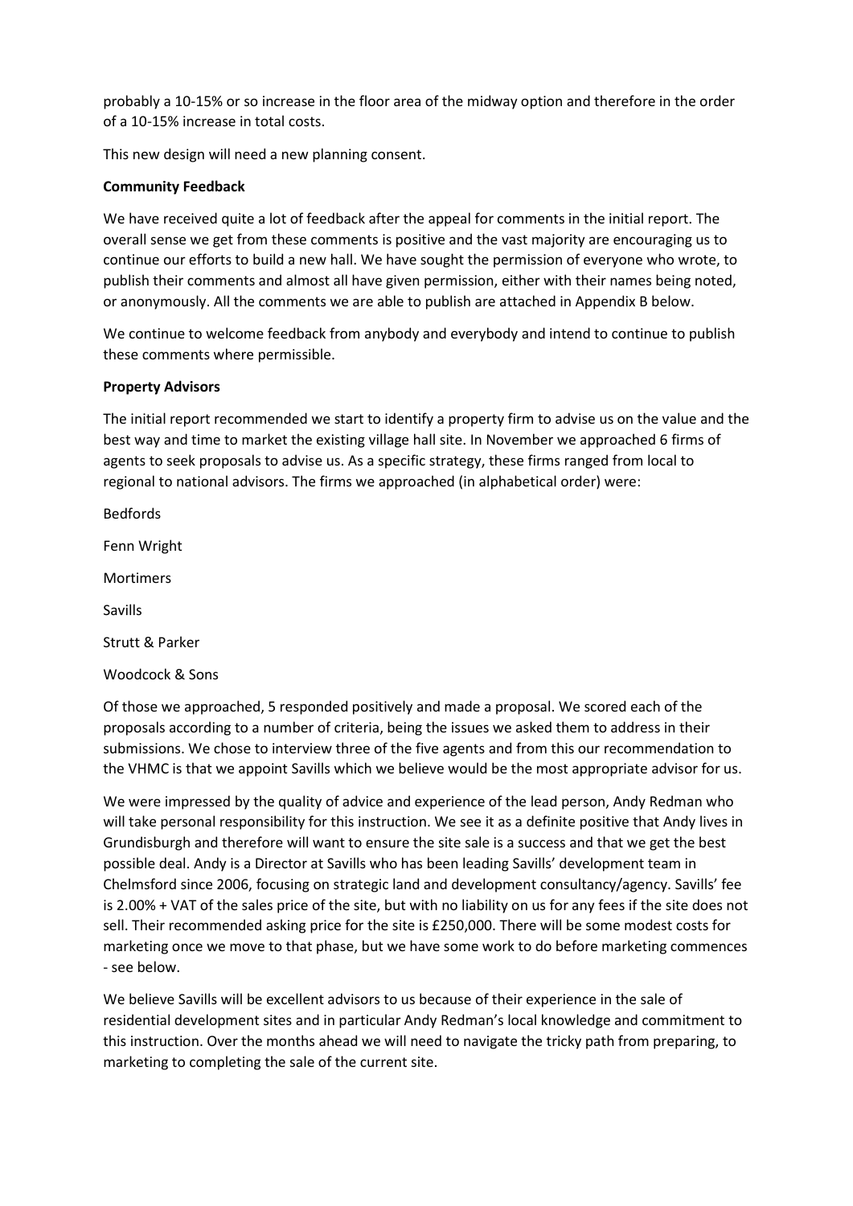probably a 10-15% or so increase in the floor area of the midway option and therefore in the order of a 10-15% increase in total costs.

This new design will need a new planning consent.

**Community Feedback**

We have received quite a lot of feedback after the appeal for comments in the initial report. The overall sense we get from these comments is positive and the vast majority are encouraging us to continue our efforts to build a new hall. We have sought the permission of everyone who wrote, to publish their comments and almost all have given permission, either with their names being noted, or anonymously. All the comments we are able to publish are attached in Appendix B below.

We continue to welcome feedback from anybody and everybody and intend to continue to publish these comments where permissible.

**Property Advisors**

The initial report recommended we start to identify a property firm to advise us on the value and the best way and time to market the existing village hall site. In November we approached 6 firms of agents to seek proposals to advise us. As a specific strategy, these firms ranged from local to regional to national advisors. The firms we approached (in alphabetical order) were:

Bedfords

Fenn Wright

Mortimers

Savills

Strutt & Parker

Woodcock & Sons

Of those we approached, 5 responded positively and made a proposal. We scored each of the proposals according to a number of criteria, being the issues we asked them to address in their submissions. We chose to interview three of the five agents and from this our recommendation to the VHMC is that we appoint Savills which we believe would be the most appropriate advisor for us.

We were impressed by the quality of advice and experience of the lead person, Andy Redman who will take personal responsibility for this instruction. We see it as a definite positive that Andy lives in Grundisburgh and therefore will want to ensure the site sale is a success and that we get the best possible deal. Andy is a Director at Savills who has been leading Savills' development team in Chelmsford since 2006, focusing on strategic land and development consultancy/agency. Savills' fee is 2.00% + VAT of the sales price of the site, but with no liability on us for any fees if the site does not sell. Their recommended asking price for the site is £250,000. There will be some modest costs for marketing once we move to that phase, but we have some work to do before marketing commences - see below.

We believe Savills will be excellent advisors to us because of their experience in the sale of residential development sites and in particular Andy Redman's local knowledge and commitment to this instruction. Over the months ahead we will need to navigate the tricky path from preparing, to marketing to completing the sale of the current site.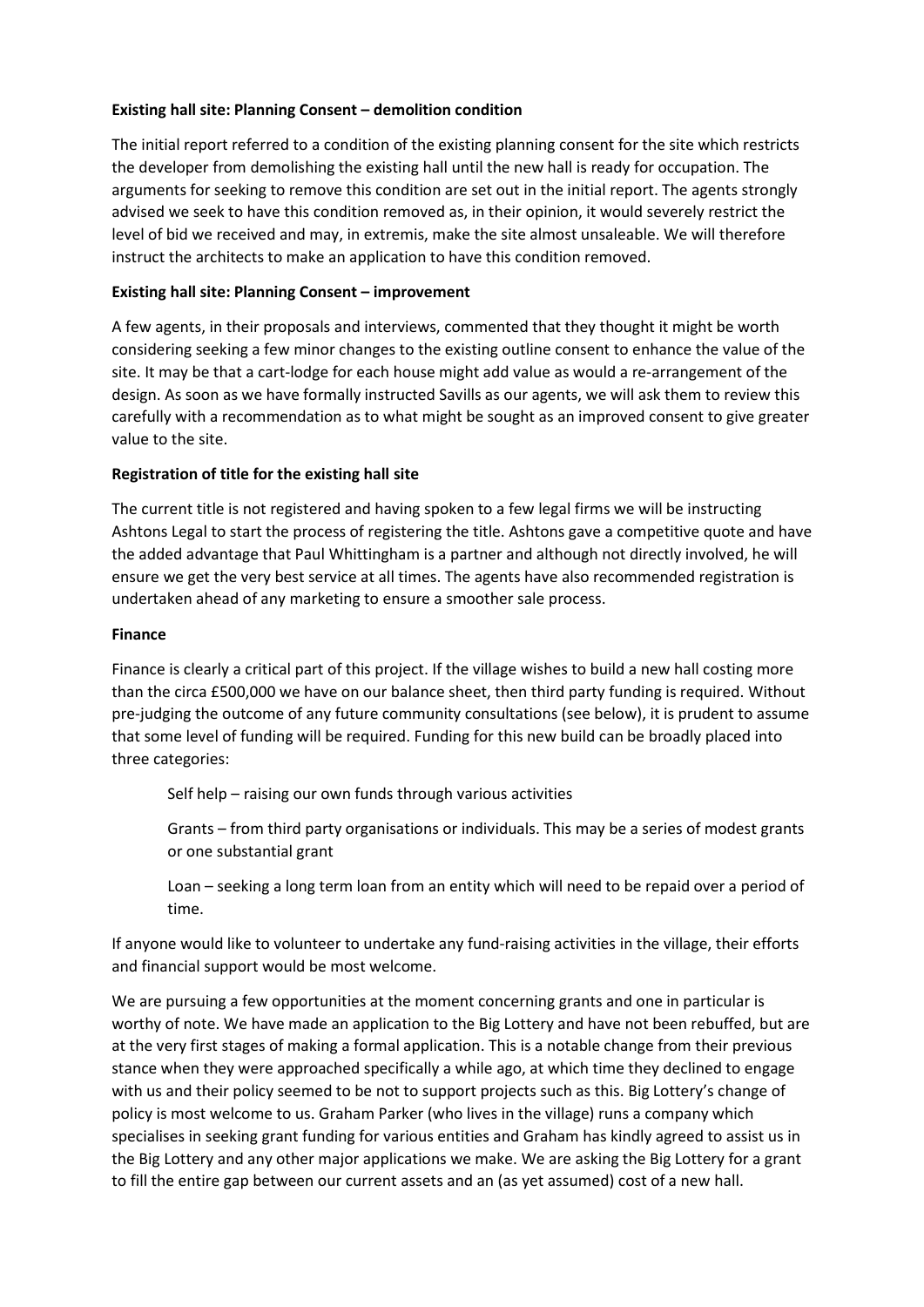**Existing hall site: Planning Consent – demolition condition**

The initial report referred to a condition of the existing planning consent for the site which restricts the developer from demolishing the existing hall until the new hall is ready for occupation. The arguments for seeking to remove this condition are set out in the initial report. The agents strongly advised we seek to have this condition removed as, in their opinion, it would severely restrict the level of bid we received and may, in extremis, make the site almost unsaleable. We will therefore instruct the architects to make an application to have this condition removed.

**Existing hall site: Planning Consent – improvement**

A few agents, in their proposals and interviews, commented that they thought it might be worth considering seeking a few minor changes to the existing outline consent to enhance the value of the site. It may be that a cart-lodge for each house might add value as would a re-arrangement of the design. As soon as we have formally instructed Savills as our agents, we will ask them to review this carefully with a recommendation as to what might be sought as an improved consent to give greater value to the site.

**Registration of title for the existing hall site**

The current title is not registered and having spoken to a few legal firms we will be instructing Ashtons Legal to start the process of registering the title. Ashtons gave a competitive quote and have the added advantage that Paul Whittingham is a partner and although not directly involved, he will ensure we get the very best service at all times. The agents have also recommended registration is undertaken ahead of any marketing to ensure a smoother sale process.

**Finance**

Finance is clearly a critical part of this project. If the village wishes to build a new hall costing more than the circa £500,000 we have on our balance sheet, then third party funding is required. Without pre-judging the outcome of any future community consultations (see below), it is prudent to assume that some level of funding will be required. Funding for this new build can be broadly placed into three categories:

Self help – raising our own funds through various activities

Grants – from third party organisations or individuals. This may be a series of modest grants or one substantial grant

Loan – seeking a long term loan from an entity which will need to be repaid over a period of time.

If anyone would like to volunteer to undertake any fund-raising activities in the village, their efforts and financial support would be most welcome.

We are pursuing a few opportunities at the moment concerning grants and one in particular is worthy of note. We have made an application to the Big Lottery and have not been rebuffed, but are at the very first stages of making a formal application. This is a notable change from their previous stance when they were approached specifically a while ago, at which time they declined to engage with us and their policy seemed to be not to support projects such as this. Big Lottery's change of policy is most welcome to us. Graham Parker (who lives in the village) runs a company which specialises in seeking grant funding for various entities and Graham has kindly agreed to assist us in the Big Lottery and any other major applications we make. We are asking the Big Lottery for a grant to fill the entire gap between our current assets and an (as yet assumed) cost of a new hall.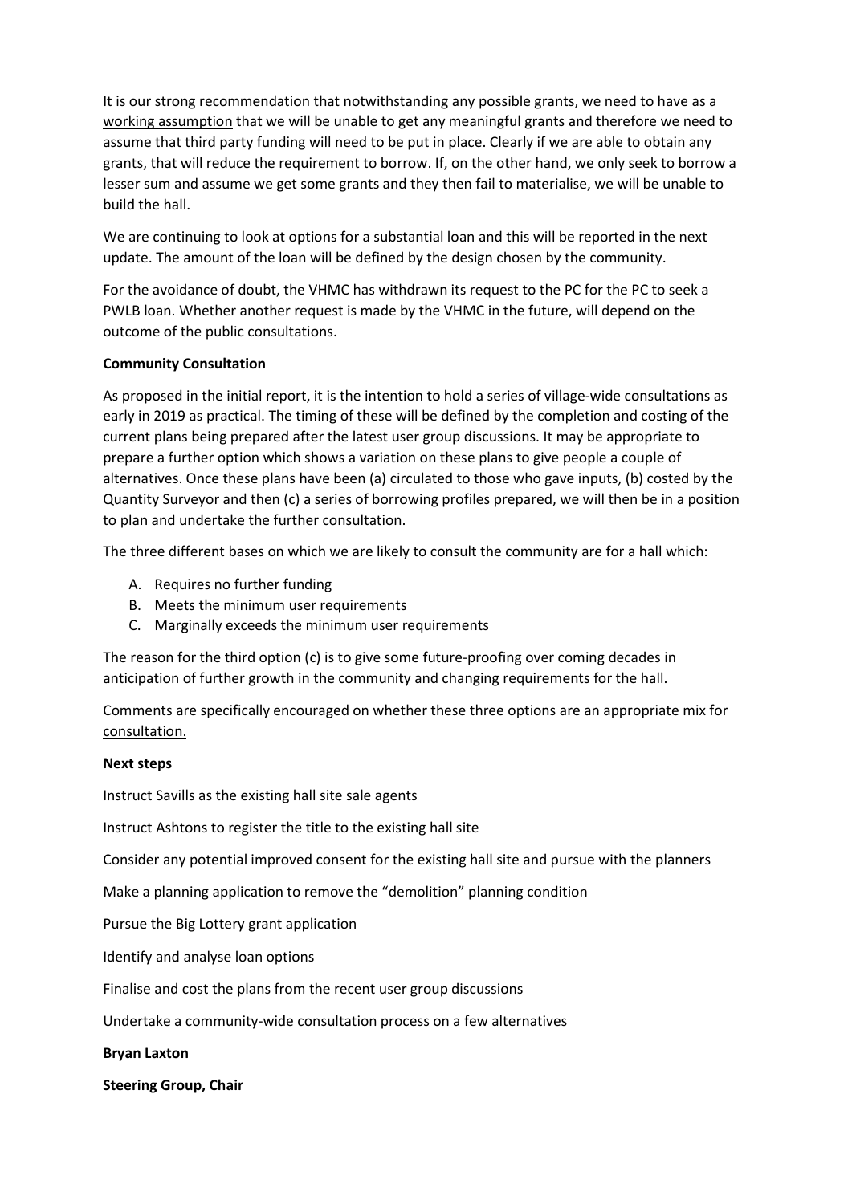It is our strong recommendation that notwithstanding any possible grants, we need to have as a <u>working assumption</u> that we will be unable to get any meaningful grants and therefore we need to assume that third party funding will need to be put in place. Clearly if we are able to obtain any grants, that will reduce the requirement to borrow. If, on the other hand, we only seek to borrow a lesser sum and assume we get some grants and they then fail to materialise, we will be unable to build the hall.

We are continuing to look at options for a substantial loan and this will be reported in the next update. The amount of the loan will be defined by the design chosen by the community.

For the avoidance of doubt, the VHMC has withdrawn its request to the PC for the PC to seek a PWLB loan. Whether another request is made by the VHMC in the future, will depend on the outcome of the public consultations.

**Community Consultation**

As proposed in the initial report, it is the intention to hold a series of village-wide consultations as early in 2019 as practical. The timing of these will be defined by the completion and costing of the current plans being prepared after the latest user group discussions. It may be appropriate to prepare a further option which shows a variation on these plans to give people a couple of alternatives. Once these plans have been (a) circulated to those who gave inputs, (b) costed by the Quantity Surveyor and then (c) a series of borrowing profiles prepared, we will then be in a position to plan and undertake the further consultation.

The three different bases on which we are likely to consult the community are for a hall which:

A. Requires no further funding
B. Meets the minimum user requirements
C. Marginally exceeds the minimum user requirements

The reason for the third option (c) is to give some future-proofing over coming decades in anticipation of further growth in the community and changing requirements for the hall.

<u>Comments are specifically encouraged on whether these three options are an appropriate mix for consultation.</u>

**Next steps**

Instruct Savills as the existing hall site sale agents

Instruct Ashtons to register the title to the existing hall site

Consider any potential improved consent for the existing hall site and pursue with the planners

Make a planning application to remove the "demolition" planning condition

Pursue the Big Lottery grant application

Identify and analyse loan options

Finalise and cost the plans from the recent user group discussions

Undertake a community-wide consultation process on a few alternatives

**Bryan Laxton**

**Steering Group, Chair**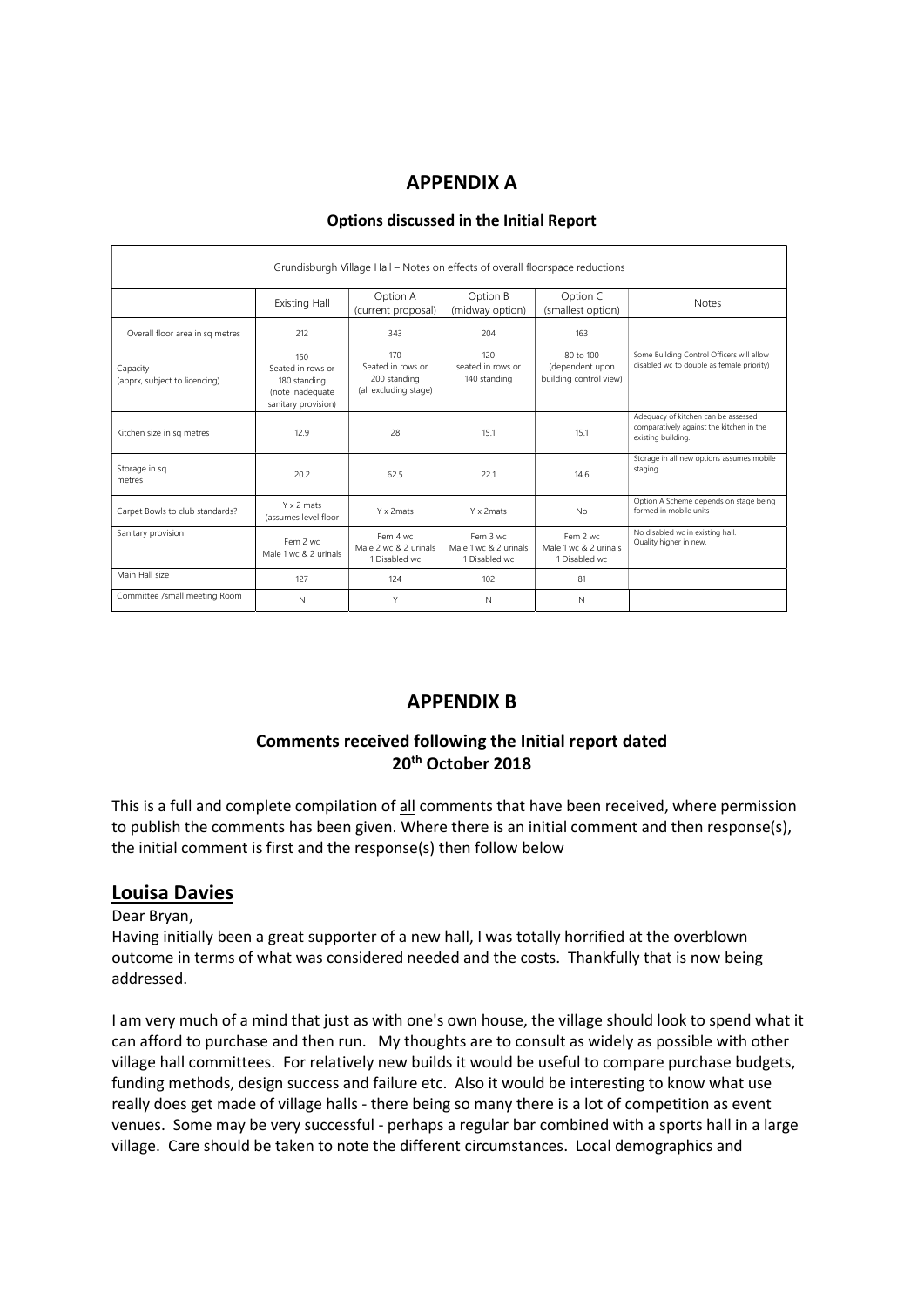# APPENDIX A

### Options discussed in the Initial Report

| Grundisburgh Village Hall – Notes on effects of overall floorspace reductions | | | | | |
|---|---|---|---|---|---|
| | Existing Hall | Option A (current proposal) | Option B (midway option) | Option C (smallest option) | Notes |
| Overall floor area in sq metres | 212 | 343 | 204 | 163 | |
| Capacity (apprx, subject to licencing) | 150 Seated in rows or 180 standing (note inadequate sanitary provision) | 170 Seated in rows or 200 standing (all excluding stage) | 120 seated in rows or 140 standing | 80 to 100 (dependent upon building control view) | Some Building Control Officers will allow disabled wc to double as female priority) |
| Kitchen size in sq metres | 12.9 | 28 | 15.1 | 15.1 | Adequacy of kitchen can be assessed comparatively against the kitchen in the existing building. |
| Storage in sq metres | 20.2 | 62.5 | 22.1 | 14.6 | Storage in all new options assumes mobile staging |
| Carpet Bowls to club standards? | Y x 2 mats (assumes level floor | Y x 2mats | Y x 2mats | No | Option A Scheme depends on stage being formed in mobile units |
| Sanitary provision | Fem 2 wc Male 1 wc & 2 urinals | Fem 4 wc Male 2 wc & 2 urinals 1 Disabled wc | Fem 3 wc Male 1 wc & 2 urinals 1 Disabled wc | Fem 2 wc Male 1 wc & 2 urinals 1 Disabled wc | No disabled wc in existing hall. Quality higher in new. |
| Main Hall size | 127 | 124 | 102 | 81 | |
| Committee /small meeting Room | N | Y | N | N | |

# APPENDIX B

### Comments received following the Initial report dated 20th October 2018

This is a full and complete compilation of all comments that have been received, where permission to publish the comments has been given. Where there is an initial comment and then response(s), the initial comment is first and the response(s) then follow below

## Louisa Davies

Dear Bryan,

Having initially been a great supporter of a new hall, I was totally horrified at the overblown outcome in terms of what was considered needed and the costs. Thankfully that is now being addressed.

I am very much of a mind that just as with one's own house, the village should look to spend what it can afford to purchase and then run. My thoughts are to consult as widely as possible with other village hall committees. For relatively new builds it would be useful to compare purchase budgets, funding methods, design success and failure etc. Also it would be interesting to know what use really does get made of village halls - there being so many there is a lot of competition as event venues. Some may be very successful - perhaps a regular bar combined with a sports hall in a large village. Care should be taken to note the different circumstances. Local demographics and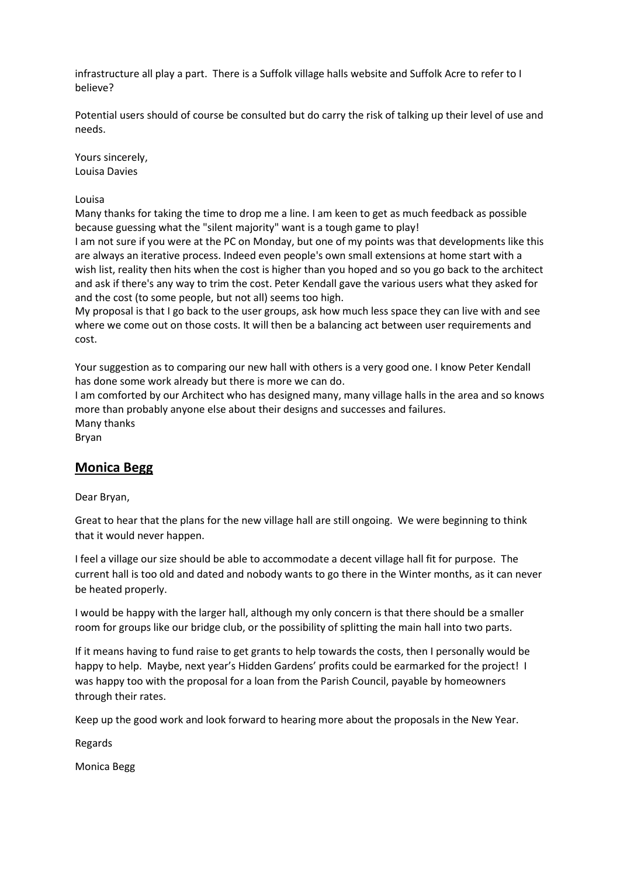infrastructure all play a part. There is a Suffolk village halls website and Suffolk Acre to refer to I believe?

Potential users should of course be consulted but do carry the risk of talking up their level of use and needs.

Yours sincerely,
Louisa Davies

Louisa
Many thanks for taking the time to drop me a line. I am keen to get as much feedback as possible because guessing what the "silent majority" want is a tough game to play!
I am not sure if you were at the PC on Monday, but one of my points was that developments like this are always an iterative process. Indeed even people's own small extensions at home start with a wish list, reality then hits when the cost is higher than you hoped and so you go back to the architect and ask if there's any way to trim the cost. Peter Kendall gave the various users what they asked for and the cost (to some people, but not all) seems too high.
My proposal is that I go back to the user groups, ask how much less space they can live with and see where we come out on those costs. It will then be a balancing act between user requirements and cost.

Your suggestion as to comparing our new hall with others is a very good one. I know Peter Kendall has done some work already but there is more we can do.
I am comforted by our Architect who has designed many, many village halls in the area and so knows more than probably anyone else about their designs and successes and failures.
Many thanks
Bryan

## Monica Begg

Dear Bryan,

Great to hear that the plans for the new village hall are still ongoing. We were beginning to think that it would never happen.

I feel a village our size should be able to accommodate a decent village hall fit for purpose. The current hall is too old and dated and nobody wants to go there in the Winter months, as it can never be heated properly.

I would be happy with the larger hall, although my only concern is that there should be a smaller room for groups like our bridge club, or the possibility of splitting the main hall into two parts.

If it means having to fund raise to get grants to help towards the costs, then I personally would be happy to help. Maybe, next year's Hidden Gardens' profits could be earmarked for the project! I was happy too with the proposal for a loan from the Parish Council, payable by homeowners through their rates.

Keep up the good work and look forward to hearing more about the proposals in the New Year.

Regards

Monica Begg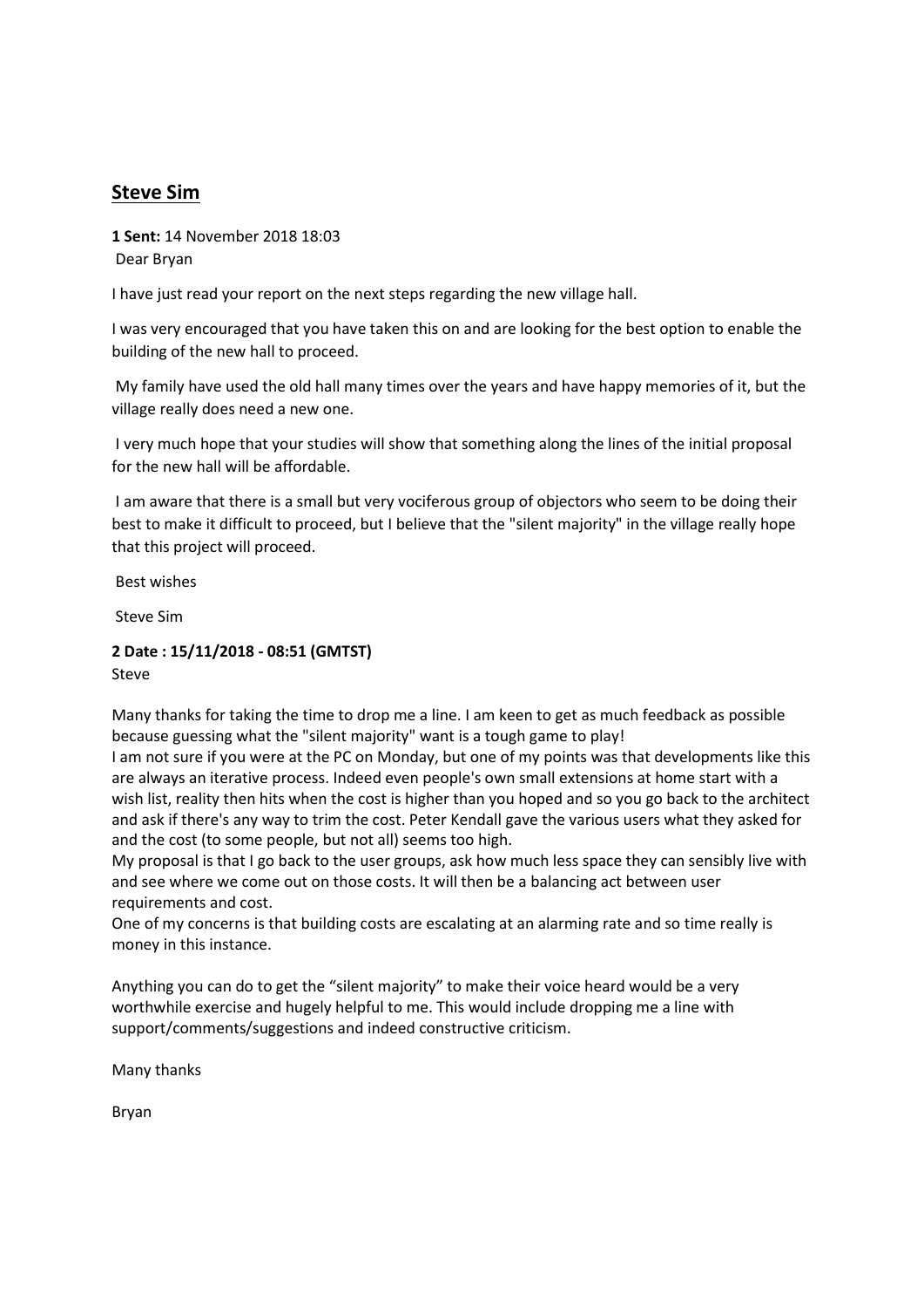## Steve Sim

**1 Sent:** 14 November 2018 18:03

Dear Bryan

I have just read your report on the next steps regarding the new village hall.

I was very encouraged that you have taken this on and are looking for the best option to enable the building of the new hall to proceed.

My family have used the old hall many times over the years and have happy memories of it, but the village really does need a new one.

I very much hope that your studies will show that something along the lines of the initial proposal for the new hall will be affordable.

I am aware that there is a small but very vociferous group of objectors who seem to be doing their best to make it difficult to proceed, but I believe that the "silent majority" in the village really hope that this project will proceed.

Best wishes

Steve Sim

**2 Date : 15/11/2018 - 08:51 (GMTST)**

Steve

Many thanks for taking the time to drop me a line. I am keen to get as much feedback as possible because guessing what the "silent majority" want is a tough game to play!

I am not sure if you were at the PC on Monday, but one of my points was that developments like this are always an iterative process. Indeed even people's own small extensions at home start with a wish list, reality then hits when the cost is higher than you hoped and so you go back to the architect and ask if there's any way to trim the cost. Peter Kendall gave the various users what they asked for and the cost (to some people, but not all) seems too high.

My proposal is that I go back to the user groups, ask how much less space they can sensibly live with and see where we come out on those costs. It will then be a balancing act between user requirements and cost.

One of my concerns is that building costs are escalating at an alarming rate and so time really is money in this instance.

Anything you can do to get the "silent majority" to make their voice heard would be a very worthwhile exercise and hugely helpful to me. This would include dropping me a line with support/comments/suggestions and indeed constructive criticism.

Many thanks

Bryan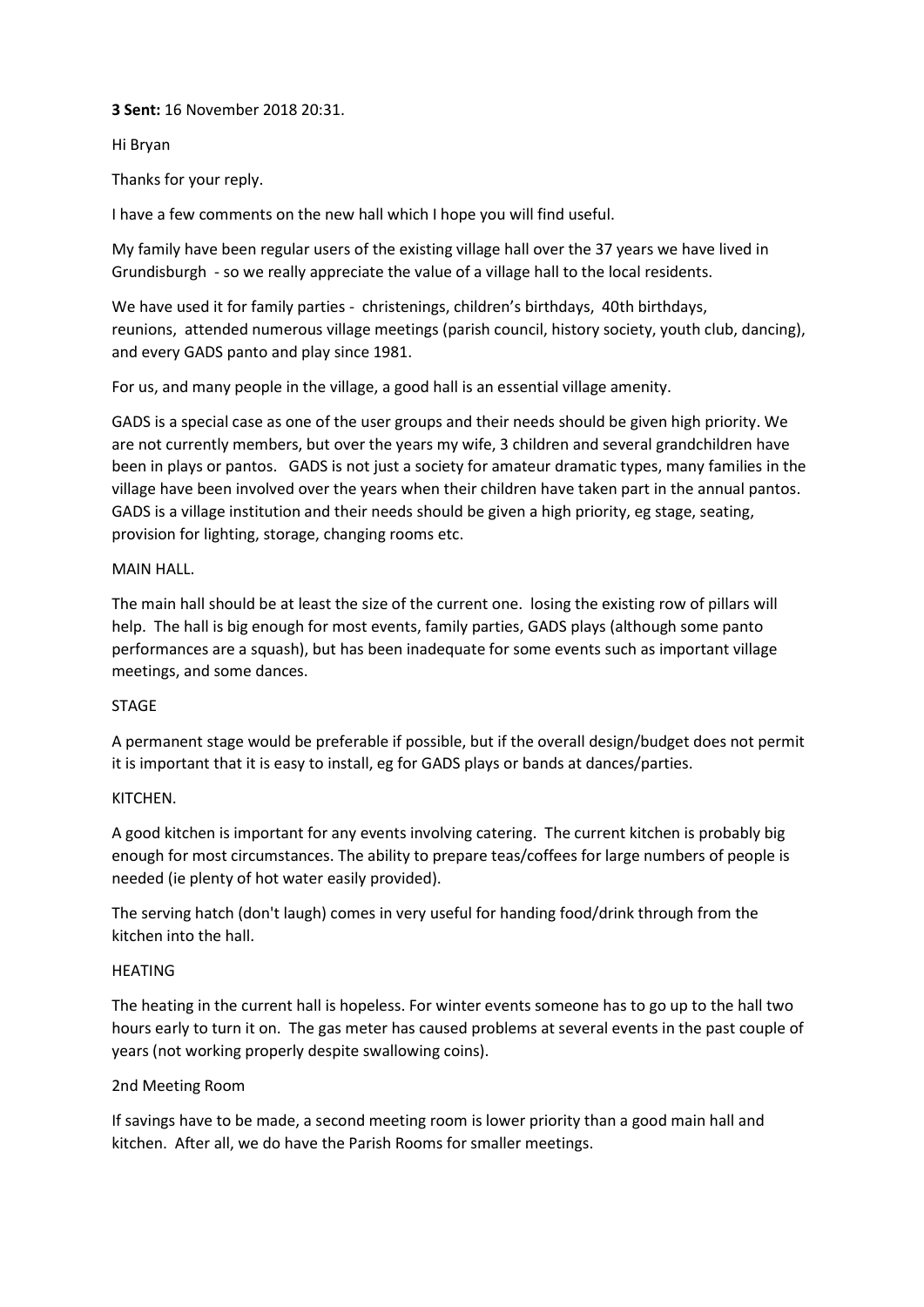**3 Sent:** 16 November 2018 20:31.

Hi Bryan

Thanks for your reply.

I have a few comments on the new hall which I hope you will find useful.

My family have been regular users of the existing village hall over the 37 years we have lived in Grundisburgh - so we really appreciate the value of a village hall to the local residents.

We have used it for family parties - christenings, children's birthdays, 40th birthdays, reunions, attended numerous village meetings (parish council, history society, youth club, dancing), and every GADS panto and play since 1981.

For us, and many people in the village, a good hall is an essential village amenity.

GADS is a special case as one of the user groups and their needs should be given high priority. We are not currently members, but over the years my wife, 3 children and several grandchildren have been in plays or pantos. GADS is not just a society for amateur dramatic types, many families in the village have been involved over the years when their children have taken part in the annual pantos. GADS is a village institution and their needs should be given a high priority, eg stage, seating, provision for lighting, storage, changing rooms etc.

MAIN HALL.

The main hall should be at least the size of the current one. losing the existing row of pillars will help. The hall is big enough for most events, family parties, GADS plays (although some panto performances are a squash), but has been inadequate for some events such as important village meetings, and some dances.

STAGE

A permanent stage would be preferable if possible, but if the overall design/budget does not permit it is important that it is easy to install, eg for GADS plays or bands at dances/parties.

KITCHEN.

A good kitchen is important for any events involving catering. The current kitchen is probably big enough for most circumstances. The ability to prepare teas/coffees for large numbers of people is needed (ie plenty of hot water easily provided).

The serving hatch (don't laugh) comes in very useful for handing food/drink through from the kitchen into the hall.

HEATING

The heating in the current hall is hopeless. For winter events someone has to go up to the hall two hours early to turn it on. The gas meter has caused problems at several events in the past couple of years (not working properly despite swallowing coins).

2nd Meeting Room

If savings have to be made, a second meeting room is lower priority than a good main hall and kitchen. After all, we do have the Parish Rooms for smaller meetings.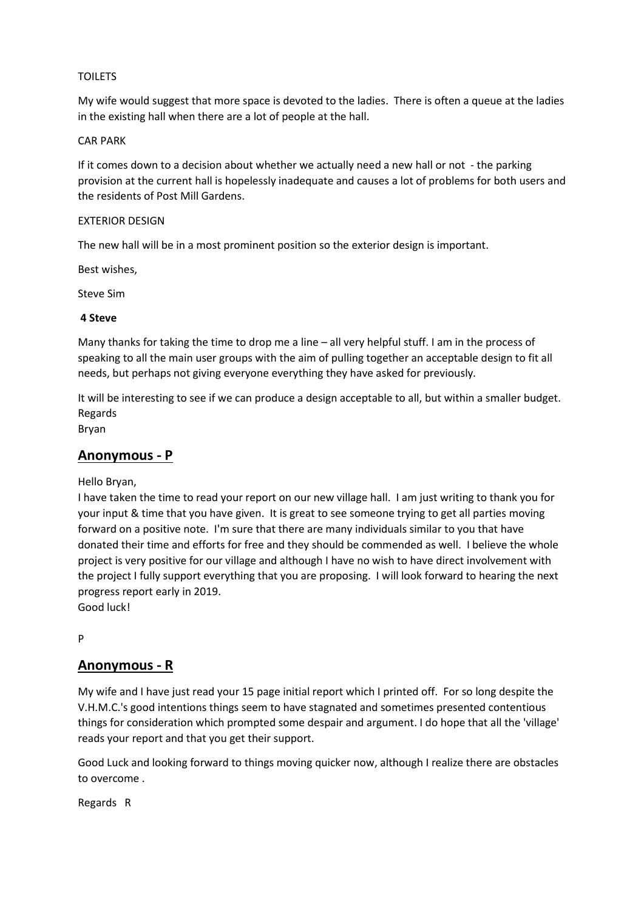TOILETS

My wife would suggest that more space is devoted to the ladies. There is often a queue at the ladies in the existing hall when there are a lot of people at the hall.

CAR PARK

If it comes down to a decision about whether we actually need a new hall or not - the parking provision at the current hall is hopelessly inadequate and causes a lot of problems for both users and the residents of Post Mill Gardens.

EXTERIOR DESIGN

The new hall will be in a most prominent position so the exterior design is important.

Best wishes,

Steve Sim

**4 Steve**

Many thanks for taking the time to drop me a line – all very helpful stuff. I am in the process of speaking to all the main user groups with the aim of pulling together an acceptable design to fit all needs, but perhaps not giving everyone everything they have asked for previously.

It will be interesting to see if we can produce a design acceptable to all, but within a smaller budget.
Regards
Bryan

## Anonymous - P

Hello Bryan,
I have taken the time to read your report on our new village hall. I am just writing to thank you for your input & time that you have given. It is great to see someone trying to get all parties moving forward on a positive note. I'm sure that there are many individuals similar to you that have donated their time and efforts for free and they should be commended as well. I believe the whole project is very positive for our village and although I have no wish to have direct involvement with the project I fully support everything that you are proposing. I will look forward to hearing the next progress report early in 2019.
Good luck!

P

## Anonymous - R

My wife and I have just read your 15 page initial report which I printed off. For so long despite the V.H.M.C.'s good intentions things seem to have stagnated and sometimes presented contentious things for consideration which prompted some despair and argument. I do hope that all the 'village' reads your report and that you get their support.

Good Luck and looking forward to things moving quicker now, although I realize there are obstacles to overcome .

Regards R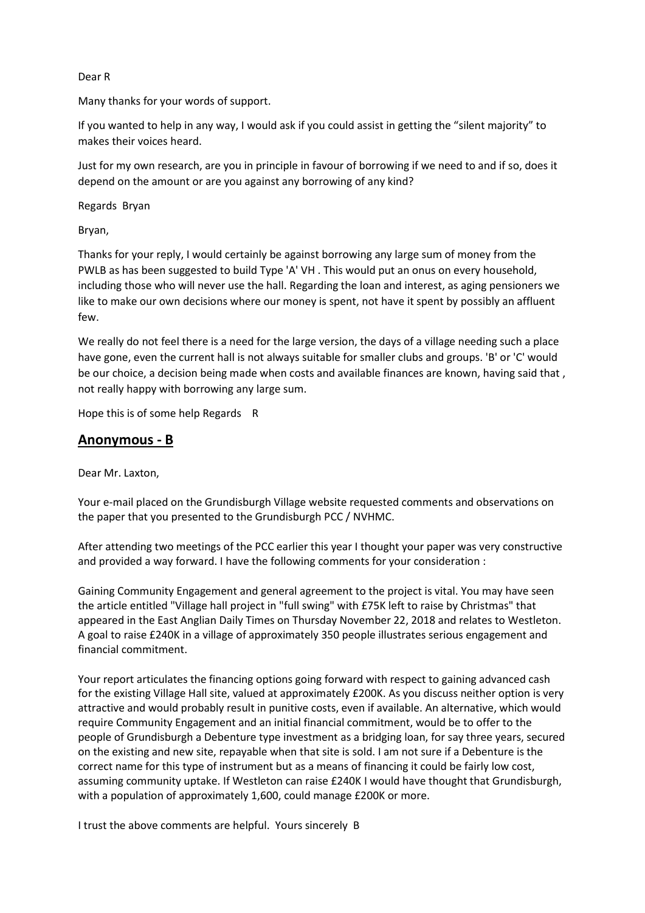Dear R

Many thanks for your words of support.

If you wanted to help in any way, I would ask if you could assist in getting the "silent majority" to makes their voices heard.

Just for my own research, are you in principle in favour of borrowing if we need to and if so, does it depend on the amount or are you against any borrowing of any kind?

Regards Bryan

Bryan,

Thanks for your reply, I would certainly be against borrowing any large sum of money from the PWLB as has been suggested to build Type 'A' VH . This would put an onus on every household, including those who will never use the hall. Regarding the loan and interest, as aging pensioners we like to make our own decisions where our money is spent, not have it spent by possibly an affluent few.

We really do not feel there is a need for the large version, the days of a village needing such a place have gone, even the current hall is not always suitable for smaller clubs and groups. 'B' or 'C' would be our choice, a decision being made when costs and available finances are known, having said that , not really happy with borrowing any large sum.

Hope this is of some help Regards R

## **Anonymous - B**

Dear Mr. Laxton,

Your e-mail placed on the Grundisburgh Village website requested comments and observations on the paper that you presented to the Grundisburgh PCC / NVHMC.

After attending two meetings of the PCC earlier this year I thought your paper was very constructive and provided a way forward. I have the following comments for your consideration :

Gaining Community Engagement and general agreement to the project is vital. You may have seen the article entitled "Village hall project in "full swing" with £75K left to raise by Christmas" that appeared in the East Anglian Daily Times on Thursday November 22, 2018 and relates to Westleton. A goal to raise £240K in a village of approximately 350 people illustrates serious engagement and financial commitment.

Your report articulates the financing options going forward with respect to gaining advanced cash for the existing Village Hall site, valued at approximately £200K. As you discuss neither option is very attractive and would probably result in punitive costs, even if available. An alternative, which would require Community Engagement and an initial financial commitment, would be to offer to the people of Grundisburgh a Debenture type investment as a bridging loan, for say three years, secured on the existing and new site, repayable when that site is sold. I am not sure if a Debenture is the correct name for this type of instrument but as a means of financing it could be fairly low cost, assuming community uptake. If Westleton can raise £240K I would have thought that Grundisburgh, with a population of approximately 1,600, could manage £200K or more.

I trust the above comments are helpful. Yours sincerely B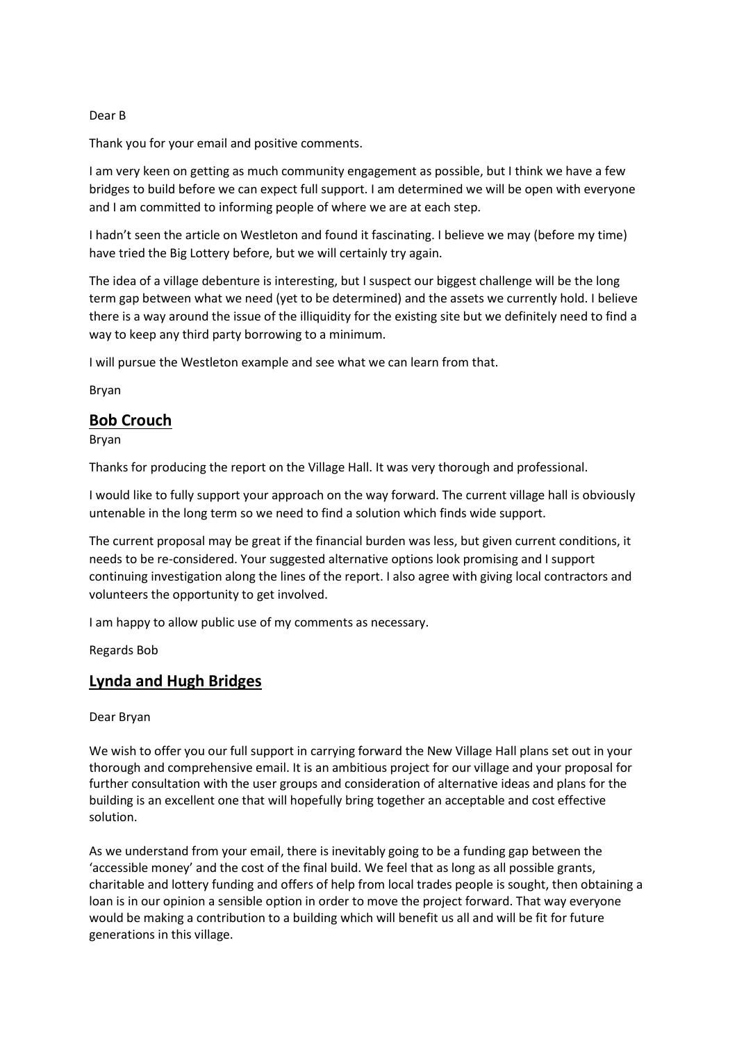Dear B

Thank you for your email and positive comments.

I am very keen on getting as much community engagement as possible, but I think we have a few bridges to build before we can expect full support. I am determined we will be open with everyone and I am committed to informing people of where we are at each step.

I hadn't seen the article on Westleton and found it fascinating. I believe we may (before my time) have tried the Big Lottery before, but we will certainly try again.

The idea of a village debenture is interesting, but I suspect our biggest challenge will be the long term gap between what we need (yet to be determined) and the assets we currently hold. I believe there is a way around the issue of the illiquidity for the existing site but we definitely need to find a way to keep any third party borrowing to a minimum.

I will pursue the Westleton example and see what we can learn from that.

Bryan

## **Bob Crouch**

Bryan

Thanks for producing the report on the Village Hall. It was very thorough and professional.

I would like to fully support your approach on the way forward. The current village hall is obviously untenable in the long term so we need to find a solution which finds wide support.

The current proposal may be great if the financial burden was less, but given current conditions, it needs to be re-considered. Your suggested alternative options look promising and I support continuing investigation along the lines of the report. I also agree with giving local contractors and volunteers the opportunity to get involved.

I am happy to allow public use of my comments as necessary.

Regards Bob

## **Lynda and Hugh Bridges**

Dear Bryan

We wish to offer you our full support in carrying forward the New Village Hall plans set out in your thorough and comprehensive email. It is an ambitious project for our village and your proposal for further consultation with the user groups and consideration of alternative ideas and plans for the building is an excellent one that will hopefully bring together an acceptable and cost effective solution.

As we understand from your email, there is inevitably going to be a funding gap between the 'accessible money' and the cost of the final build. We feel that as long as all possible grants, charitable and lottery funding and offers of help from local trades people is sought, then obtaining a loan is in our opinion a sensible option in order to move the project forward. That way everyone would be making a contribution to a building which will benefit us all and will be fit for future generations in this village.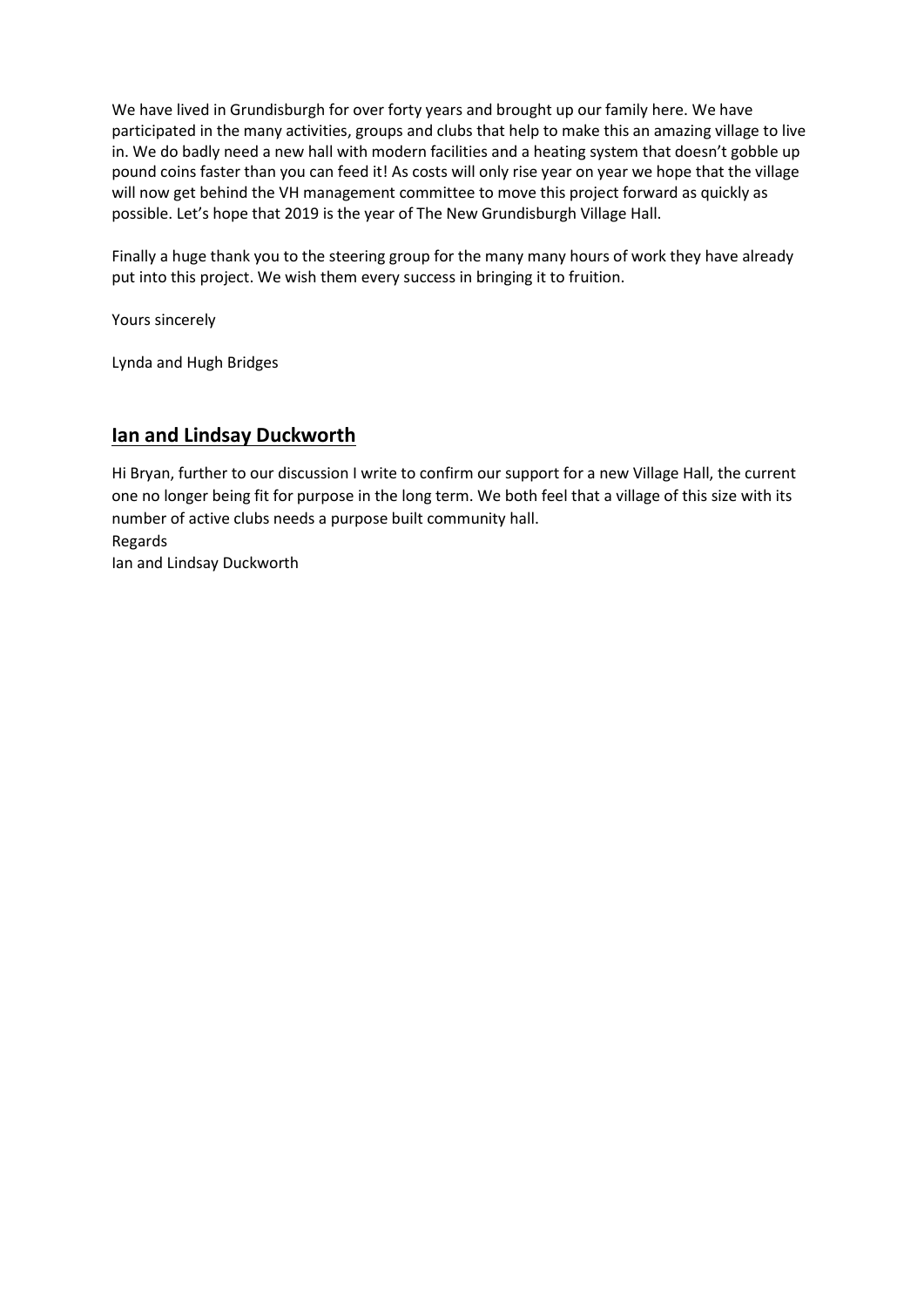We have lived in Grundisburgh for over forty years and brought up our family here. We have participated in the many activities, groups and clubs that help to make this an amazing village to live in. We do badly need a new hall with modern facilities and a heating system that doesn't gobble up pound coins faster than you can feed it! As costs will only rise year on year we hope that the village will now get behind the VH management committee to move this project forward as quickly as possible. Let's hope that 2019 is the year of The New Grundisburgh Village Hall.

Finally a huge thank you to the steering group for the many many hours of work they have already put into this project. We wish them every success in bringing it to fruition.

Yours sincerely

Lynda and Hugh Bridges

## Ian and Lindsay Duckworth

Hi Bryan, further to our discussion I write to confirm our support for a new Village Hall, the current one no longer being fit for purpose in the long term. We both feel that a village of this size with its number of active clubs needs a purpose built community hall.
Regards
Ian and Lindsay Duckworth